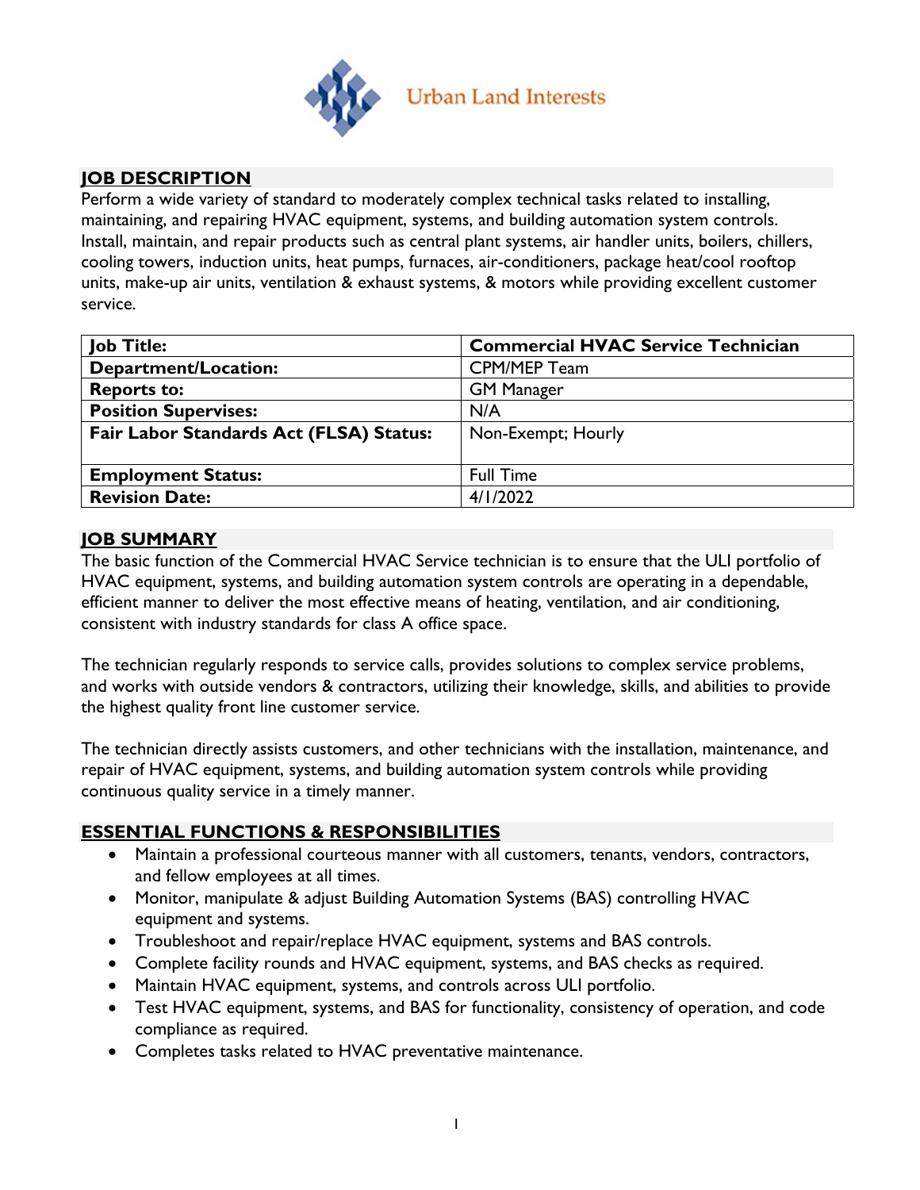Urban Land Interests

## JOB DESCRIPTION

Perform a wide variety of standard to moderately complex technical tasks related to installing, maintaining, and repairing HVAC equipment, systems, and building automation system controls. Install, maintain, and repair products such as central plant systems, air handler units, boilers, chillers, cooling towers, induction units, heat pumps, furnaces, air-conditioners, package heat/cool rooftop units, make-up air units, ventilation & exhaust systems, & motors while providing excellent customer service.

| Job Title: | Commercial HVAC Service Technician |
|---|---|
| Department/Location: | CPM/MEP Team |
| Reports to: | GM Manager |
| Position Supervises: | N/A |
| Fair Labor Standards Act (FLSA) Status: | Non-Exempt; Hourly |
| Employment Status: | Full Time |
| Revision Date: | 4/1/2022 |

## JOB SUMMARY

The basic function of the Commercial HVAC Service technician is to ensure that the ULI portfolio of HVAC equipment, systems, and building automation system controls are operating in a dependable, efficient manner to deliver the most effective means of heating, ventilation, and air conditioning, consistent with industry standards for class A office space.

The technician regularly responds to service calls, provides solutions to complex service problems, and works with outside vendors & contractors, utilizing their knowledge, skills, and abilities to provide the highest quality front line customer service.

The technician directly assists customers, and other technicians with the installation, maintenance, and repair of HVAC equipment, systems, and building automation system controls while providing continuous quality service in a timely manner.

## ESSENTIAL FUNCTIONS & RESPONSIBILITIES

- Maintain a professional courteous manner with all customers, tenants, vendors, contractors, and fellow employees at all times.
- Monitor, manipulate & adjust Building Automation Systems (BAS) controlling HVAC equipment and systems.
- Troubleshoot and repair/replace HVAC equipment, systems and BAS controls.
- Complete facility rounds and HVAC equipment, systems, and BAS checks as required.
- Maintain HVAC equipment, systems, and controls across ULI portfolio.
- Test HVAC equipment, systems, and BAS for functionality, consistency of operation, and code compliance as required.
- Completes tasks related to HVAC preventative maintenance.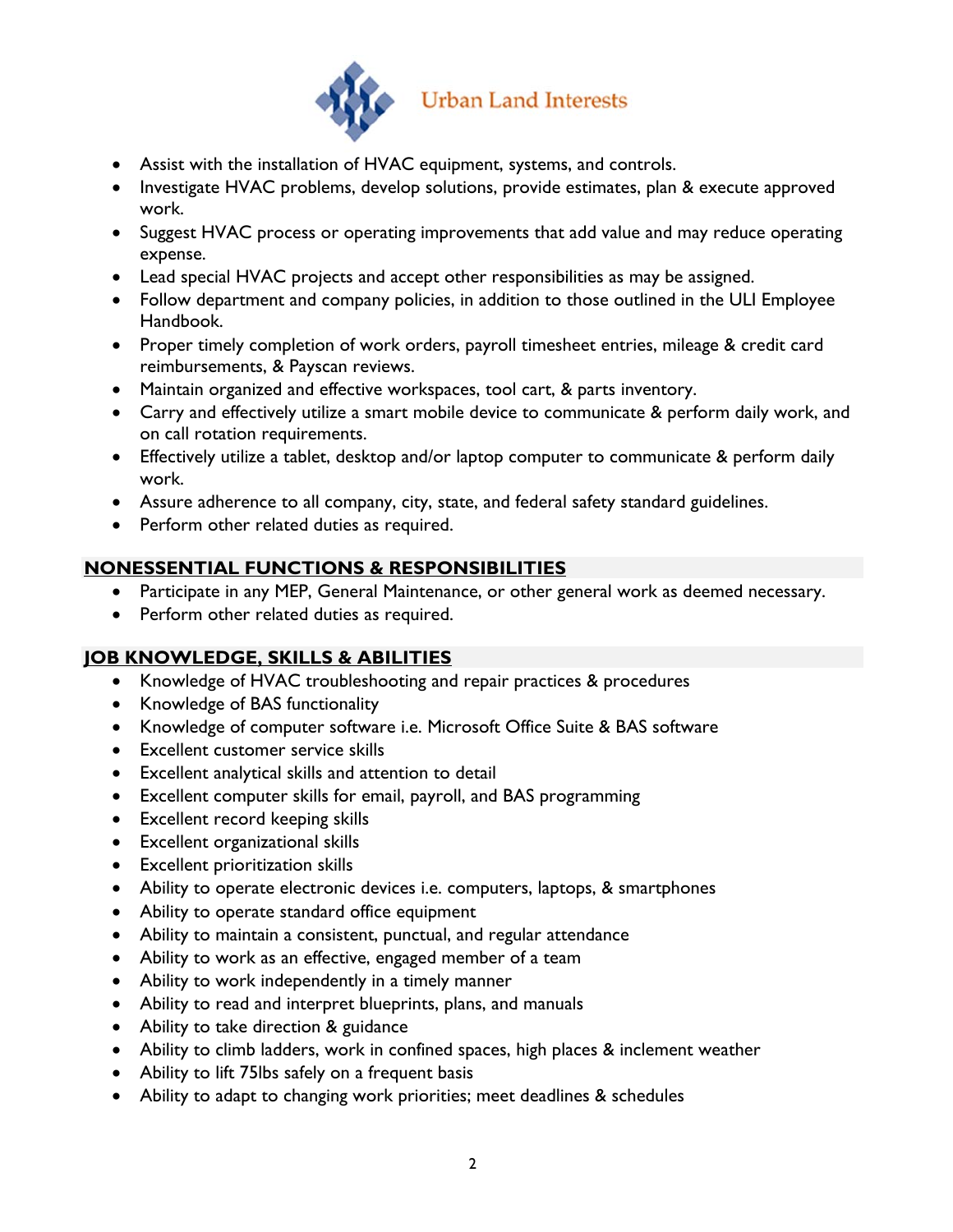- Assist with the installation of HVAC equipment, systems, and controls.
- Investigate HVAC problems, develop solutions, provide estimates, plan & execute approved work.
- Suggest HVAC process or operating improvements that add value and may reduce operating expense.
- Lead special HVAC projects and accept other responsibilities as may be assigned.
- Follow department and company policies, in addition to those outlined in the ULI Employee Handbook.
- Proper timely completion of work orders, payroll timesheet entries, mileage & credit card reimbursements, & Payscan reviews.
- Maintain organized and effective workspaces, tool cart, & parts inventory.
- Carry and effectively utilize a smart mobile device to communicate & perform daily work, and on call rotation requirements.
- Effectively utilize a tablet, desktop and/or laptop computer to communicate & perform daily work.
- Assure adherence to all company, city, state, and federal safety standard guidelines.
- Perform other related duties as required.

## NONESSENTIAL FUNCTIONS & RESPONSIBILITIES

- Participate in any MEP, General Maintenance, or other general work as deemed necessary.
- Perform other related duties as required.

## JOB KNOWLEDGE, SKILLS & ABILITIES

- Knowledge of HVAC troubleshooting and repair practices & procedures
- Knowledge of BAS functionality
- Knowledge of computer software i.e. Microsoft Office Suite & BAS software
- Excellent customer service skills
- Excellent analytical skills and attention to detail
- Excellent computer skills for email, payroll, and BAS programming
- Excellent record keeping skills
- Excellent organizational skills
- Excellent prioritization skills
- Ability to operate electronic devices i.e. computers, laptops, & smartphones
- Ability to operate standard office equipment
- Ability to maintain a consistent, punctual, and regular attendance
- Ability to work as an effective, engaged member of a team
- Ability to work independently in a timely manner
- Ability to read and interpret blueprints, plans, and manuals
- Ability to take direction & guidance
- Ability to climb ladders, work in confined spaces, high places & inclement weather
- Ability to lift 75lbs safely on a frequent basis
- Ability to adapt to changing work priorities; meet deadlines & schedules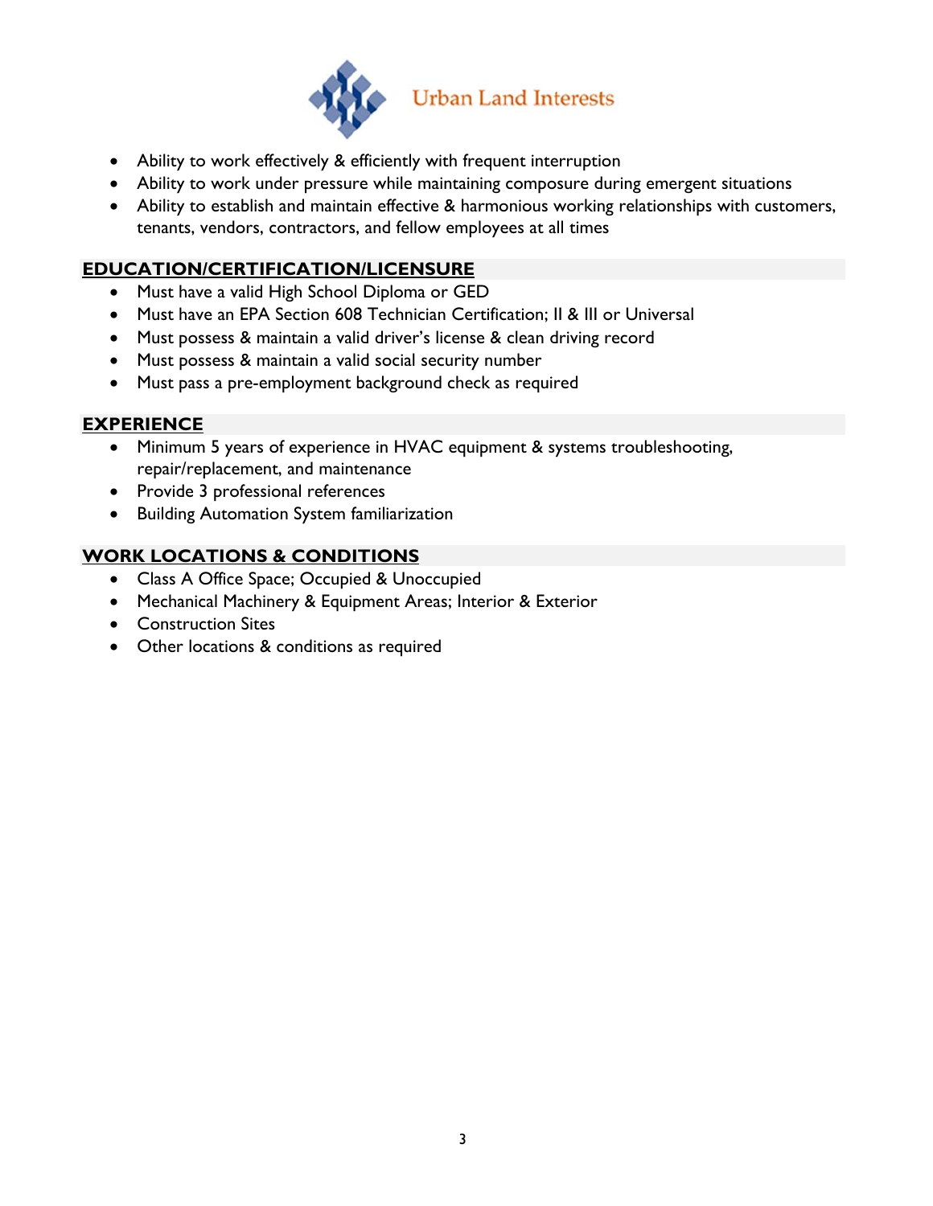- Ability to work effectively & efficiently with frequent interruption
- Ability to work under pressure while maintaining composure during emergent situations
- Ability to establish and maintain effective & harmonious working relationships with customers, tenants, vendors, contractors, and fellow employees at all times

## EDUCATION/CERTIFICATION/LICENSURE

- Must have a valid High School Diploma or GED
- Must have an EPA Section 608 Technician Certification; II & III or Universal
- Must possess & maintain a valid driver's license & clean driving record
- Must possess & maintain a valid social security number
- Must pass a pre-employment background check as required

## EXPERIENCE

- Minimum 5 years of experience in HVAC equipment & systems troubleshooting, repair/replacement, and maintenance
- Provide 3 professional references
- Building Automation System familiarization

## WORK LOCATIONS & CONDITIONS

- Class A Office Space; Occupied & Unoccupied
- Mechanical Machinery & Equipment Areas; Interior & Exterior
- Construction Sites
- Other locations & conditions as required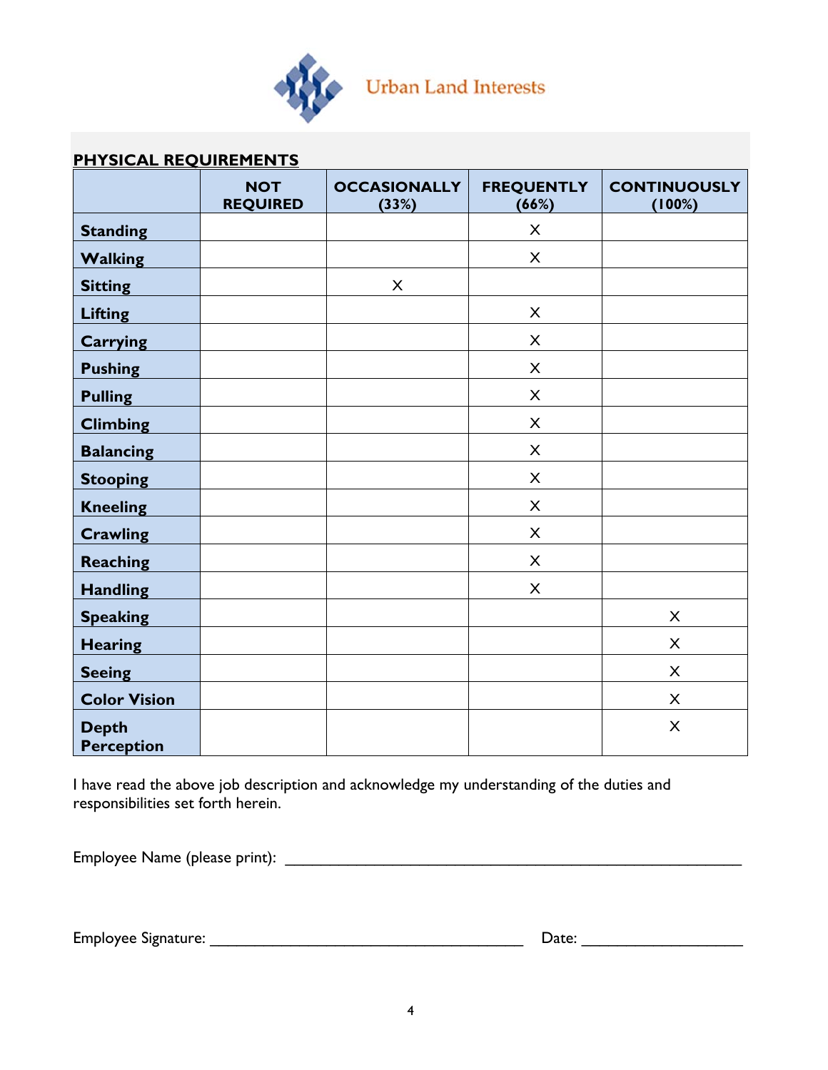Urban Land Interests

## PHYSICAL REQUIREMENTS

| | NOT REQUIRED | OCCASIONALLY (33%) | FREQUENTLY (66%) | CONTINUOUSLY (100%) |
|---|---|---|---|---|
| **Standing** | | | X | |
| **Walking** | | | X | |
| **Sitting** | | X | | |
| **Lifting** | | | X | |
| **Carrying** | | | X | |
| **Pushing** | | | X | |
| **Pulling** | | | X | |
| **Climbing** | | | X | |
| **Balancing** | | | X | |
| **Stooping** | | | X | |
| **Kneeling** | | | X | |
| **Crawling** | | | X | |
| **Reaching** | | | X | |
| **Handling** | | | X | |
| **Speaking** | | | | X |
| **Hearing** | | | | X |
| **Seeing** | | | | X |
| **Color Vision** | | | | X |
| **Depth Perception** | | | | X |

I have read the above job description and acknowledge my understanding of the duties and responsibilities set forth herein.

Employee Name (please print): ______________________________________________________

Employee Signature: ____________________________________ Date: __________________